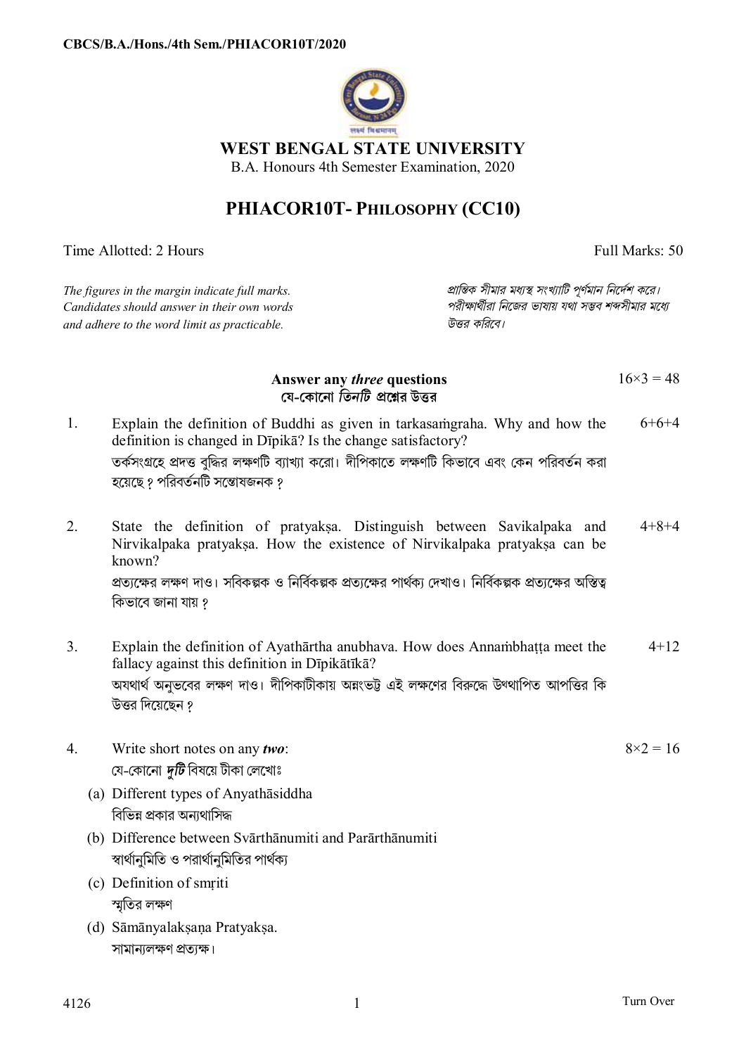**WEST BENGAL STATE UNIVERSITY**

B.A. Honours 4th Semester Examination, 2020

# PHIACOR10T- PHILOSOPHY (CC10)

Time Allotted: 2 Hours | Full Marks: 50

*The figures in the margin indicate full marks. Candidates should answer in their own words and adhere to the word limit as practicable.*

*প্রান্তিক সীমার মধ্যস্থ সংখ্যাটি পূর্ণমান নির্দেশ করে। পরীক্ষার্থীরা নিজের ভাষায় যথা সম্ভব শব্দসীমার মধ্যে উত্তর করিবে।*

**Answer any *three* questions** $16\times3 = 48$

**যে-কোনো *তিনটি* প্রশ্নের উত্তর**

1. Explain the definition of Buddhi as given in tarkasaṁgraha. Why and how the definition is changed in Dīpikā? Is the change satisfactory? 6+6+4

   তর্কসংগ্রহে প্রদত্ত বুদ্ধির লক্ষণটি ব্যাখ্যা করো। দীপিকাতে লক্ষণটি কিভাবে এবং কেন পরিবর্তন করা হয়েছে ? পরিবর্তনটি সন্তোষজনক ?

2. State the definition of pratyakṣa. Distinguish between Savikalpaka and Nirvikalpaka pratyakṣa. How the existence of Nirvikalpaka pratyakṣa can be known? 4+8+4

   প্রত্যক্ষের লক্ষণ দাও। সবিকল্পক ও নির্বিকল্পক প্রত্যক্ষের পার্থক্য দেখাও। নির্বিকল্পক প্রত্যক্ষের অস্তিত্ব কিভাবে জানা যায় ?

3. Explain the definition of Ayathārtha anubhava. How does Annaṁbhaṭṭa meet the fallacy against this definition in Dīpikātīkā? 4+12

   অযথার্থ অনুভবের লক্ষণ দাও। দীপিকাটীকায় অন্নংভট্ট এই লক্ষণের বিরুদ্ধে উত্থাপিত আপত্তির কি উত্তর দিয়েছেন ?

4. Write short notes on any ***two***: $8\times2 = 16$

   যে-কোনো ***দুটি*** বিষয়ে টীকা লেখোঃ

   (a) Different types of Anyathāsiddha

   বিভিন্ন প্রকার অন্যথাসিদ্ধ

   (b) Difference between Svārthānumiti and Parārthānumiti

   স্বার্থানুমিতি ও পরার্থানুমিতির পার্থক্য

   (c) Definition of smṛiti

   স্মৃতির লক্ষণ

   (d) Sāmānyalakṣaṇa Pratyakṣa.

   সামান্যলক্ষণ প্রত্যক্ষ।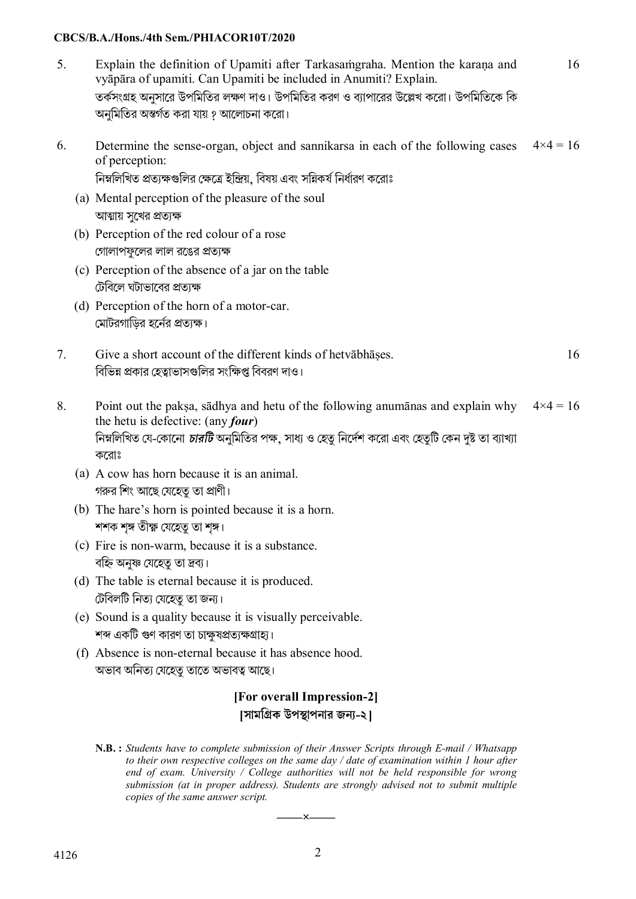5. Explain the definition of Upamiti after Tarkasaṁgraha. Mention the karaṇa and vyāpāra of upamiti. Can Upamiti be included in Anumiti? Explain. 16

তর্কসংগ্রহ অনুসারে উপমিতির লক্ষণ দাও। উপমিতির করণ ও ব্যাপারের উল্লেখ করো। উপমিতিকে কি অনুমিতির অন্তর্গত করা যায় ? আলোচনা করো।

6. Determine the sense-organ, object and sannikarsa in each of the following cases of perception: $4 \times 4 = 16$

নিম্নলিখিত প্রত্যক্ষগুলির ক্ষেত্রে ইন্দ্রিয়, বিষয় এবং সন্নিকর্ষ নির্ধারণ করোঃ

(a) Mental perception of the pleasure of the soul
আত্মায় সুখের প্রত্যক্ষ

(b) Perception of the red colour of a rose
গোলাপফুলের লাল রঙের প্রত্যক্ষ

(c) Perception of the absence of a jar on the table
টেবিলে ঘটাভাবের প্রত্যক্ষ

(d) Perception of the horn of a motor-car.
মোটরগাড়ির হর্নের প্রত্যক্ষ।

7. Give a short account of the different kinds of hetvābhāṣes. 16

বিভিন্ন প্রকার হেত্বাভাসগুলির সংক্ষিপ্ত বিবরণ দাও।

8. Point out the pakṣa, sādhya and hetu of the following anumānas and explain why the hetu is defective: (any ***four***) $4 \times 4 = 16$

নিম্নলিখিত যে-কোনো ***চারটি*** অনুমিতির পক্ষ, সাধ্য ও হেতু নির্দেশ করো এবং হেতুটি কেন দুষ্ট তা ব্যাখ্যা করোঃ

(a) A cow has horn because it is an animal.
গরুর শিং আছে যেহেতু তা প্রাণী।

(b) The hare's horn is pointed because it is a horn.
শশক শৃঙ্গ তীক্ষ্ণ যেহেতু তা শৃঙ্গ।

(c) Fire is non-warm, because it is a substance.
বহ্নি অনুষ্ণ যেহেতু তা দ্রব্য।

(d) The table is eternal because it is produced.
টেবিলটি নিত্য যেহেতু তা জন্য।

(e) Sound is a quality because it is visually perceivable.
শব্দ একটি গুণ কারণ তা চাক্ষুষপ্রত্যক্ষগ্রাহ্য।

(f) Absence is non-eternal because it has absence hood.
অভাব অনিত্য যেহেতু তাতে অভাবত্ব আছে।

**[For overall Impression-2]**
**[সামগ্রিক উপস্থাপনার জন্য-২]**

**N.B. :** *Students have to complete submission of their Answer Scripts through E-mail / Whatsapp to their own respective colleges on the same day / date of examination within 1 hour after end of exam. University / College authorities will not be held responsible for wrong submission (at in proper address). Students are strongly advised not to submit multiple copies of the same answer script.*

——×——